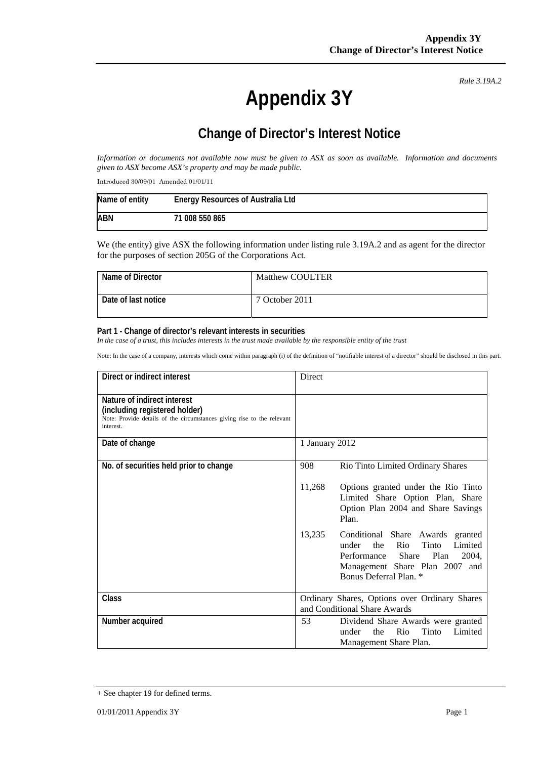*Rule 3.19A.2*

# Appendix 3Y

## Change of Director's Interest Notice

*Information or documents not available now must be given to ASX as soon as available. Information and documents given to ASX become ASX's property and may be made public.*

Introduced 30/09/01 Amended 01/01/11

| Name of entity | Energy Resources of Australia Ltd |
|---|---|
| ABN | 71 008 550 865 |

We (the entity) give ASX the following information under listing rule 3.19A.2 and as agent for the director for the purposes of section 205G of the Corporations Act.

| Name of Director | Matthew COULTER |
|---|---|
| Date of last notice | 7 October 2011 |

**Part 1 - Change of director's relevant interests in securities**

*In the case of a trust, this includes interests in the trust made available by the responsible entity of the trust*

Note: In the case of a company, interests which come within paragraph (i) of the definition of "notifiable interest of a director" should be disclosed in this part.

| Direct or indirect interest | Direct |
|---|---|
| **Nature of indirect interest (including registered holder)** Note: Provide details of the circumstances giving rise to the relevant interest. | |
| **Date of change** | 1 January 2012 |
| **No. of securities held prior to change** | 908 Rio Tinto Limited Ordinary Shares<br><br>11,268 Options granted under the Rio Tinto Limited Share Option Plan, Share Option Plan 2004 and Share Savings Plan.<br><br>13,235 Conditional Share Awards granted under the Rio Tinto Limited Performance Share Plan 2004, Management Share Plan 2007 and Bonus Deferral Plan. * |
| **Class** | Ordinary Shares, Options over Ordinary Shares and Conditional Share Awards |
| **Number acquired** | 53 Dividend Share Awards were granted under the Rio Tinto Limited Management Share Plan. |

+ See chapter 19 for defined terms.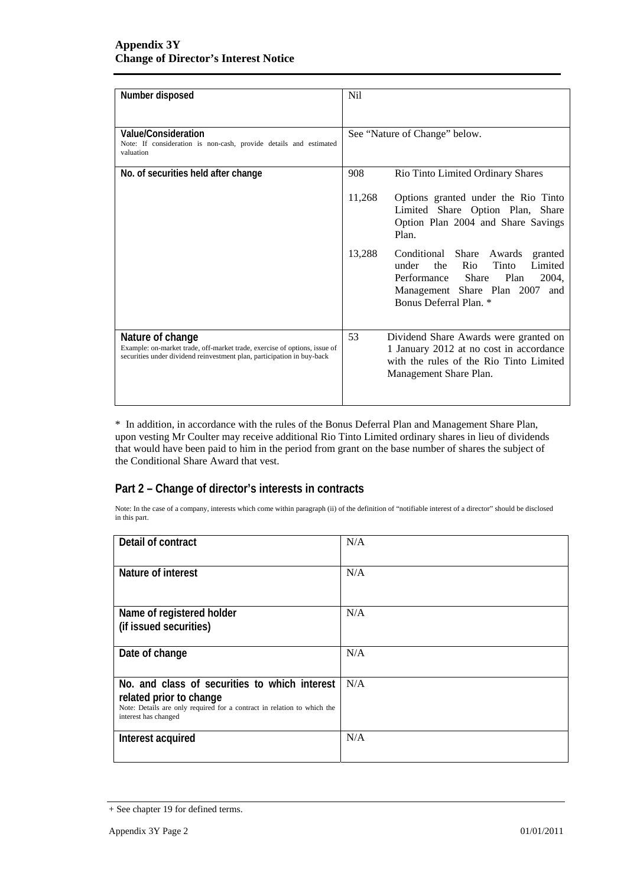| Number disposed | Nil |
|---|---|
| **Value/Consideration**<br>Note: If consideration is non-cash, provide details and estimated valuation | See "Nature of Change" below. |
| **No. of securities held after change** | 908 Rio Tinto Limited Ordinary Shares<br><br>11,268 Options granted under the Rio Tinto Limited Share Option Plan, Share Option Plan 2004 and Share Savings Plan.<br><br>13,288 Conditional Share Awards granted under the Rio Tinto Limited Performance Share Plan 2004, Management Share Plan 2007 and Bonus Deferral Plan. * |
| **Nature of change**<br>Example: on-market trade, off-market trade, exercise of options, issue of securities under dividend reinvestment plan, participation in buy-back | 53 Dividend Share Awards were granted on 1 January 2012 at no cost in accordance with the rules of the Rio Tinto Limited Management Share Plan. |

* In addition, in accordance with the rules of the Bonus Deferral Plan and Management Share Plan, upon vesting Mr Coulter may receive additional Rio Tinto Limited ordinary shares in lieu of dividends that would have been paid to him in the period from grant on the base number of shares the subject of the Conditional Share Award that vest.

## Part 2 – Change of director's interests in contracts

Note: In the case of a company, interests which come within paragraph (ii) of the definition of "notifiable interest of a director" should be disclosed in this part.

| Detail of contract | N/A |
|---|---|
| **Nature of interest** | N/A |
| **Name of registered holder (if issued securities)** | N/A |
| **Date of change** | N/A |
| **No. and class of securities to which interest related prior to change**<br>Note: Details are only required for a contract in relation to which the interest has changed | N/A |
| **Interest acquired** | N/A |

+ See chapter 19 for defined terms.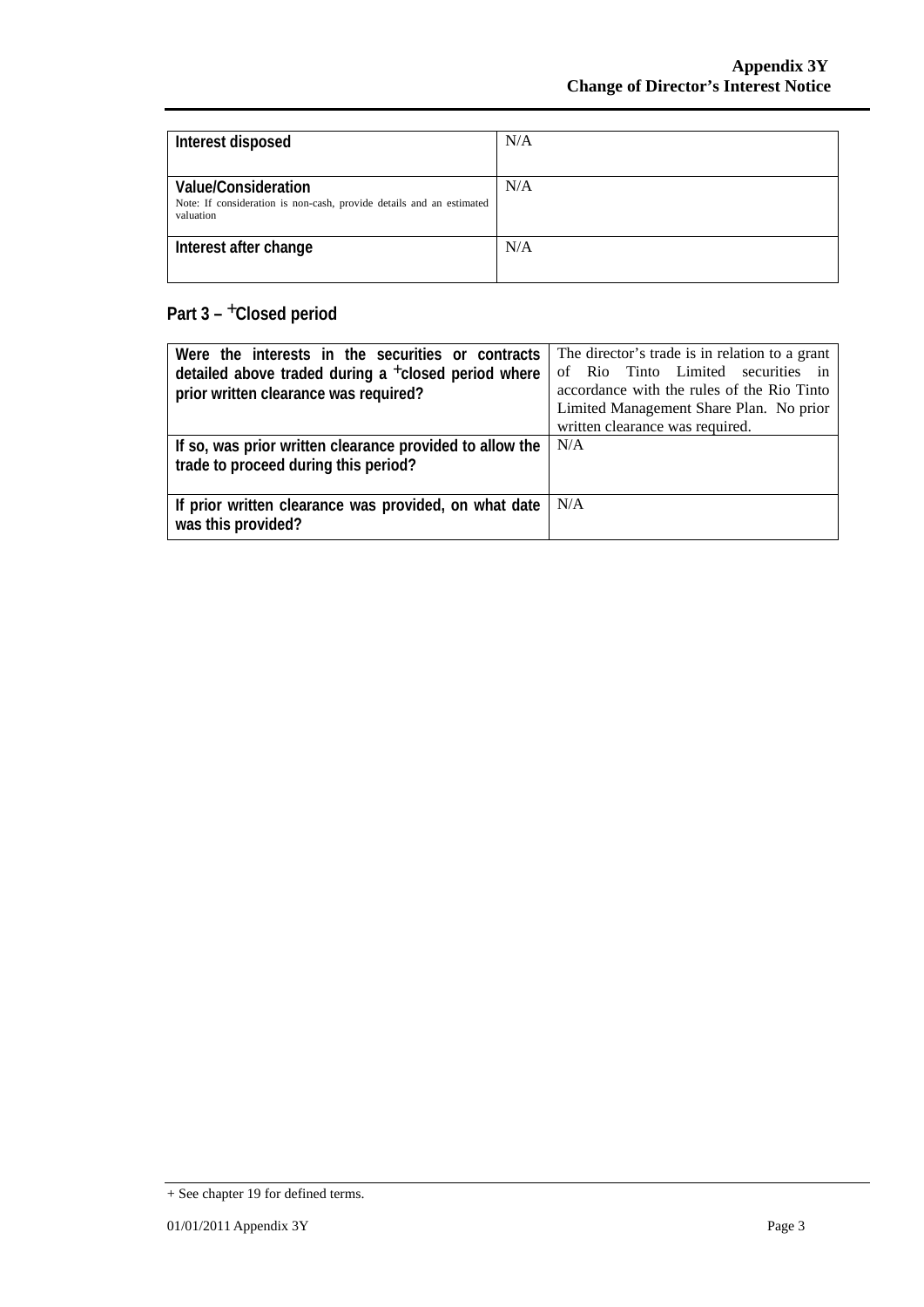| | |
|---|---|
| **Interest disposed** | N/A |
| **Value/Consideration**<br>Note: If consideration is non-cash, provide details and an estimated valuation | N/A |
| **Interest after change** | N/A |

## Part 3 – +Closed period

| | |
|---|---|
| **Were the interests in the securities or contracts detailed above traded during a +closed period where prior written clearance was required?** | The director's trade is in relation to a grant of Rio Tinto Limited securities in accordance with the rules of the Rio Tinto Limited Management Share Plan. No prior written clearance was required. |
| **If so, was prior written clearance provided to allow the trade to proceed during this period?** | N/A |
| **If prior written clearance was provided, on what date was this provided?** | N/A |

+ See chapter 19 for defined terms.